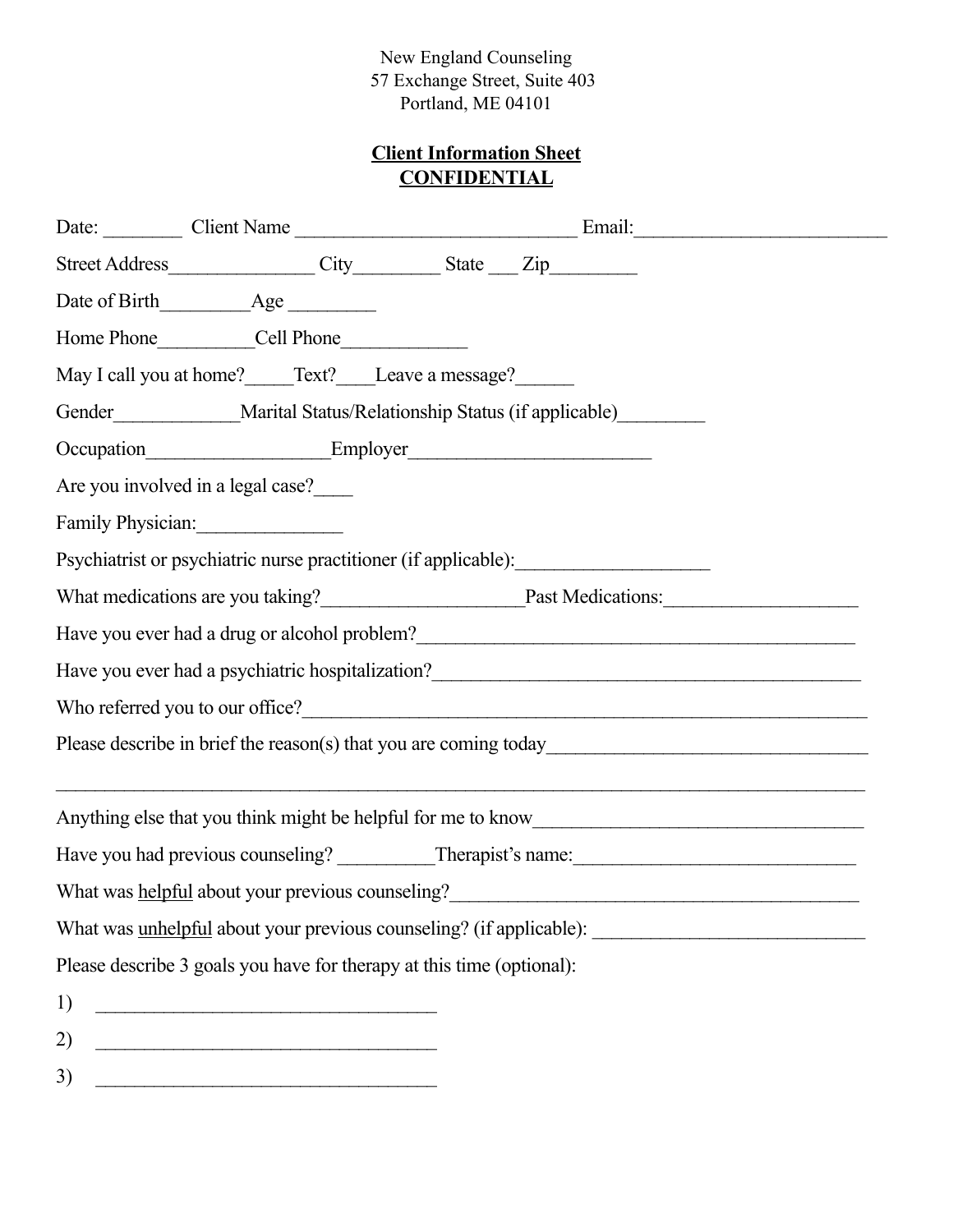New England Counseling
57 Exchange Street, Suite 403
Portland, ME 04101

**<u>Client Information Sheet</u>**
**<u>CONFIDENTIAL</u>**

Date: ________ Client Name ____________________________ Email:_________________________

Street Address_______________ City_________ State ___ Zip_________

Date of Birth_________Age _________

Home Phone__________Cell Phone_____________

May I call you at home?_____Text?____Leave a message?______

Gender_____________Marital Status/Relationship Status (if applicable)_________

Occupation__________________Employer_________________________

Are you involved in a legal case?____

Family Physician:_______________

Psychiatrist or psychiatric nurse practitioner (if applicable):___________________

What medications are you taking?_____________________Past Medications:____________________

Have you ever had a drug or alcohol problem?_____________________________________________

Have you ever had a psychiatric hospitalization?____________________________________________

Who referred you to our office?_______________________________________________________

Please describe in brief the reason(s) that you are coming today_________________________________

__________________________________________________________________________________

Anything else that you think might be helpful for me to know__________________________________

Have you had previous counseling? __________Therapist's name:_____________________________

What was <u>helpful</u> about your previous counseling?_____________________________________________

What was <u>unhelpful</u> about your previous counseling? (if applicable): ____________________________

Please describe 3 goals you have for therapy at this time (optional):

1) ___________________________________

2) ___________________________________

3) ___________________________________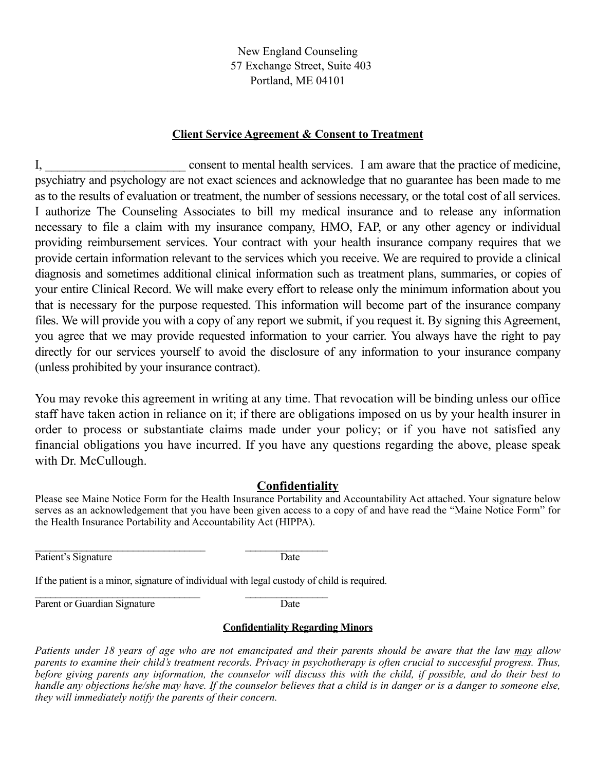New England Counseling
57 Exchange Street, Suite 403
Portland, ME 04101

## Client Service Agreement & Consent to Treatment

I, ______________________ consent to mental health services. I am aware that the practice of medicine, psychiatry and psychology are not exact sciences and acknowledge that no guarantee has been made to me as to the results of evaluation or treatment, the number of sessions necessary, or the total cost of all services. I authorize The Counseling Associates to bill my medical insurance and to release any information necessary to file a claim with my insurance company, HMO, FAP, or any other agency or individual providing reimbursement services. Your contract with your health insurance company requires that we provide certain information relevant to the services which you receive. We are required to provide a clinical diagnosis and sometimes additional clinical information such as treatment plans, summaries, or copies of your entire Clinical Record. We will make every effort to release only the minimum information about you that is necessary for the purpose requested. This information will become part of the insurance company files. We will provide you with a copy of any report we submit, if you request it. By signing this Agreement, you agree that we may provide requested information to your carrier. You always have the right to pay directly for our services yourself to avoid the disclosure of any information to your insurance company (unless prohibited by your insurance contract).

You may revoke this agreement in writing at any time. That revocation will be binding unless our office staff have taken action in reliance on it; if there are obligations imposed on us by your health insurer in order to process or substantiate claims made under your policy; or if you have not satisfied any financial obligations you have incurred. If you have any questions regarding the above, please speak with Dr. McCullough.

## Confidentiality

Please see Maine Notice Form for the Health Insurance Portability and Accountability Act attached. Your signature below serves as an acknowledgement that you have been given access to a copy of and have read the "Maine Notice Form" for the Health Insurance Portability and Accountability Act (HIPPA).

_________________________________ ________________
Patient's Signature Date

If the patient is a minor, signature of individual with legal custody of child is required.

_________________________________ ________________
Parent or Guardian Signature Date

### Confidentiality Regarding Minors

*Patients under 18 years of age who are not emancipated and their parents should be aware that the law may allow parents to examine their child's treatment records. Privacy in psychotherapy is often crucial to successful progress. Thus, before giving parents any information, the counselor will discuss this with the child, if possible, and do their best to handle any objections he/she may have. If the counselor believes that a child is in danger or is a danger to someone else, they will immediately notify the parents of their concern.*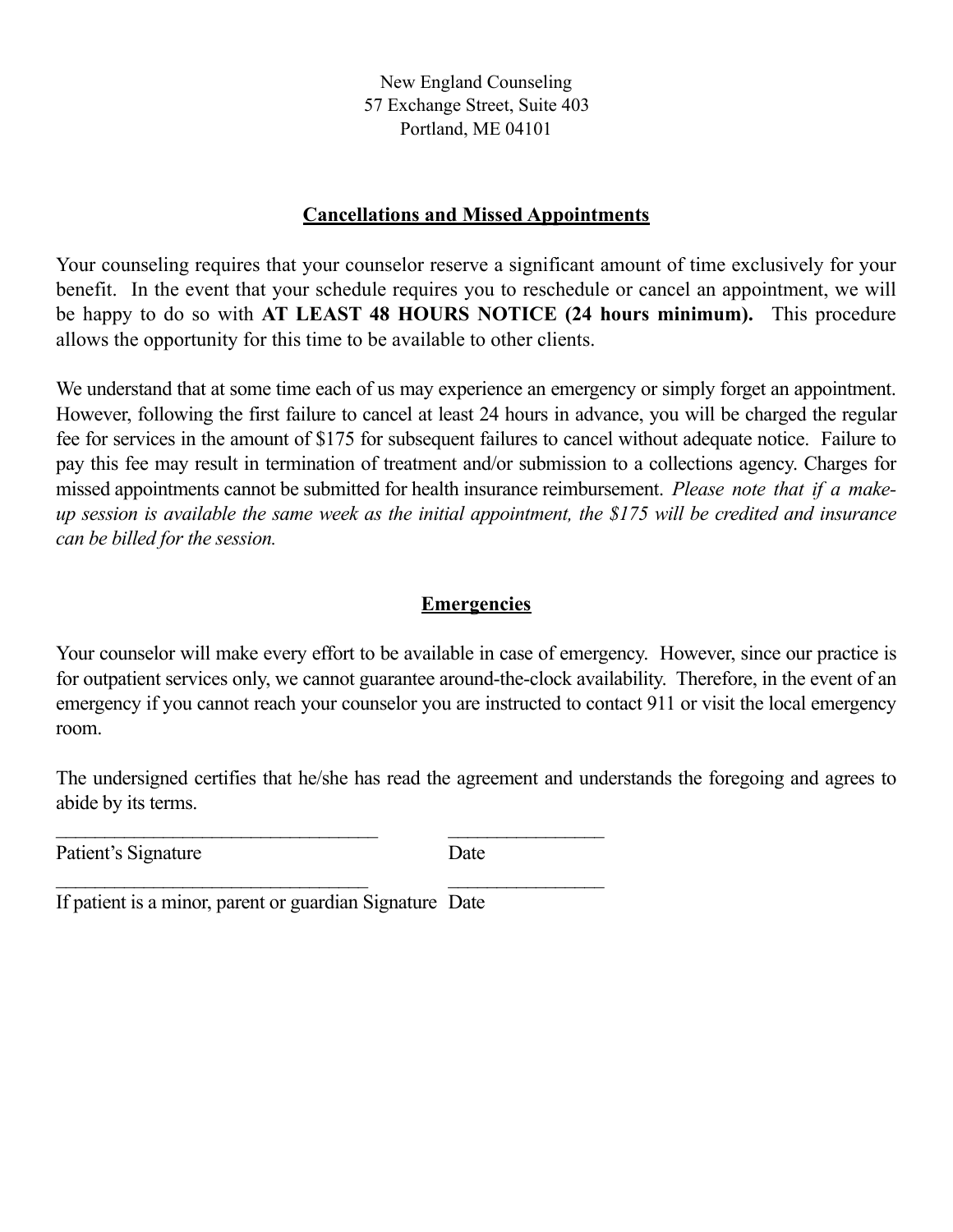New England Counseling
57 Exchange Street, Suite 403
Portland, ME 04101

## Cancellations and Missed Appointments

Your counseling requires that your counselor reserve a significant amount of time exclusively for your benefit. In the event that your schedule requires you to reschedule or cancel an appointment, we will be happy to do so with **AT LEAST 48 HOURS NOTICE (24 hours minimum).** This procedure allows the opportunity for this time to be available to other clients.

We understand that at some time each of us may experience an emergency or simply forget an appointment. However, following the first failure to cancel at least 24 hours in advance, you will be charged the regular fee for services in the amount of $175 for subsequent failures to cancel without adequate notice. Failure to pay this fee may result in termination of treatment and/or submission to a collections agency. Charges for missed appointments cannot be submitted for health insurance reimbursement. *Please note that if a make-up session is available the same week as the initial appointment, the $175 will be credited and insurance can be billed for the session.*

## Emergencies

Your counselor will make every effort to be available in case of emergency. However, since our practice is for outpatient services only, we cannot guarantee around-the-clock availability. Therefore, in the event of an emergency if you cannot reach your counselor you are instructed to contact 911 or visit the local emergency room.

The undersigned certifies that he/she has read the agreement and understands the foregoing and agrees to abide by its terms.

_________________________________ _______________
Patient's Signature Date

_________________________________ _______________
If patient is a minor, parent or guardian Signature Date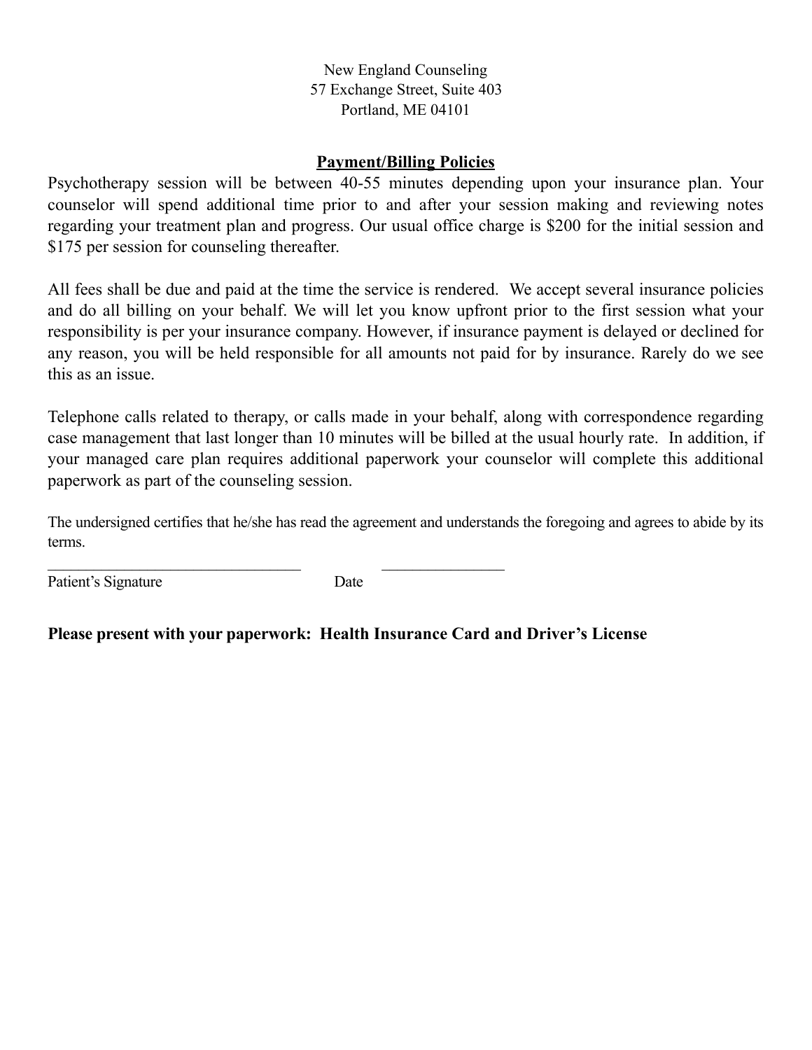New England Counseling
57 Exchange Street, Suite 403
Portland, ME 04101

## Payment/Billing Policies

Psychotherapy session will be between 40-55 minutes depending upon your insurance plan. Your counselor will spend additional time prior to and after your session making and reviewing notes regarding your treatment plan and progress. Our usual office charge is $200 for the initial session and $175 per session for counseling thereafter.

All fees shall be due and paid at the time the service is rendered. We accept several insurance policies and do all billing on your behalf. We will let you know upfront prior to the first session what your responsibility is per your insurance company. However, if insurance payment is delayed or declined for any reason, you will be held responsible for all amounts not paid for by insurance. Rarely do we see this as an issue.

Telephone calls related to therapy, or calls made in your behalf, along with correspondence regarding case management that last longer than 10 minutes will be billed at the usual hourly rate. In addition, if your managed care plan requires additional paperwork your counselor will complete this additional paperwork as part of the counseling session.

The undersigned certifies that he/she has read the agreement and understands the foregoing and agrees to abide by its terms.

\_\_\_\_\_\_\_\_\_\_\_\_\_\_\_\_\_\_\_\_\_\_\_\_\_\_\_\_\_\_\_\_ \_\_\_\_\_\_\_\_\_\_\_\_\_\_\_\_
Patient's Signature Date

**Please present with your paperwork: Health Insurance Card and Driver's License**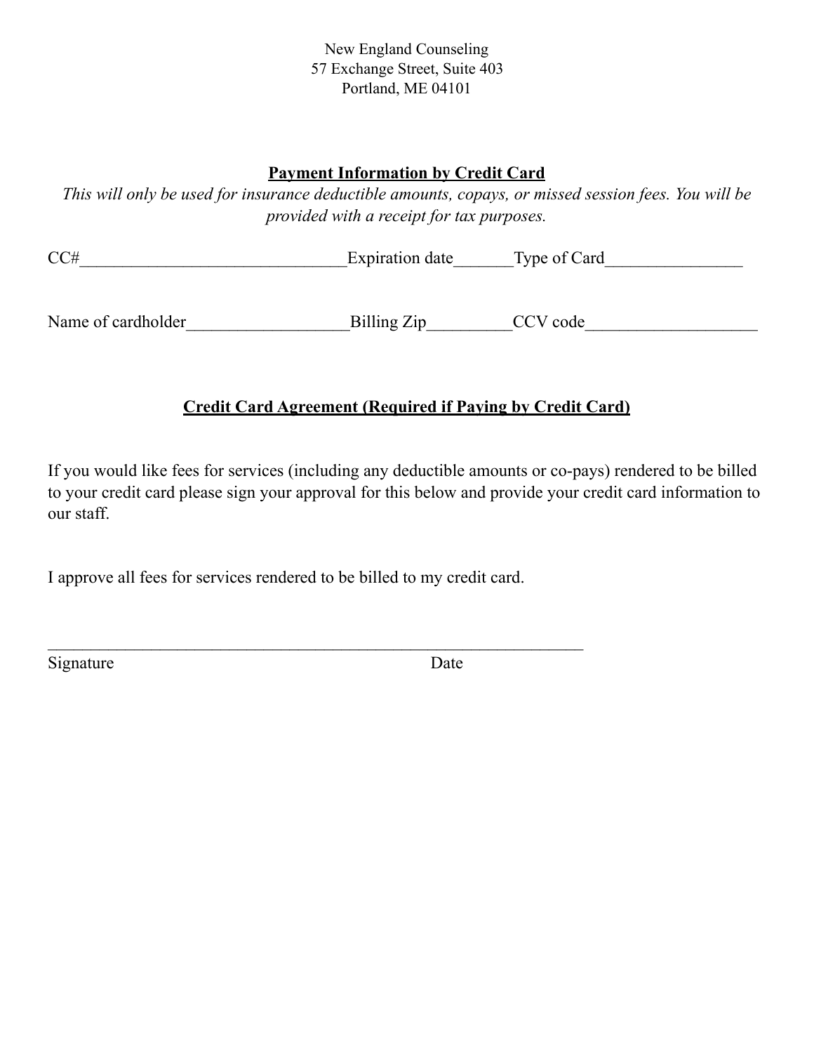New England Counseling
57 Exchange Street, Suite 403
Portland, ME 04101

## Payment Information by Credit Card

*This will only be used for insurance deductible amounts, copays, or missed session fees. You will be provided with a receipt for tax purposes.*

CC#_______________________________Expiration date_______Type of Card________________

Name of cardholder___________________Billing Zip__________CCV code____________________

## Credit Card Agreement (Required if Paying by Credit Card)

If you would like fees for services (including any deductible amounts or co-pays) rendered to be billed to your credit card please sign your approval for this below and provide your credit card information to our staff.

I approve all fees for services rendered to be billed to my credit card.

_______________________________________________________________

Signature Date